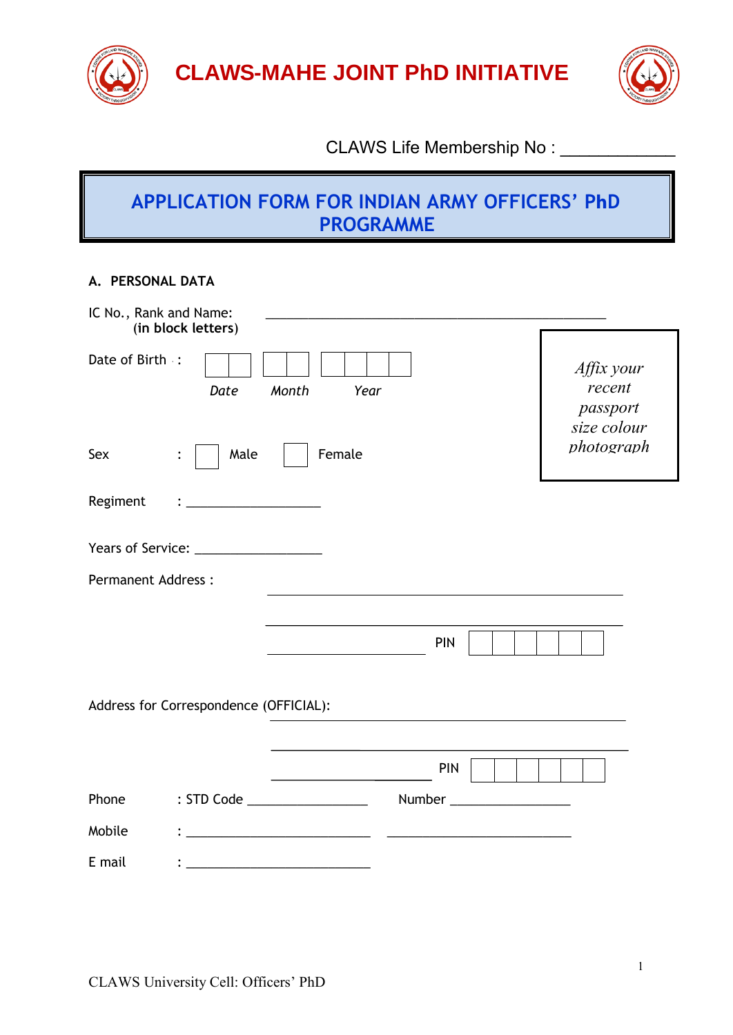# CLAWS-MAHE JOINT PhD INITIATIVE

CLAWS Life Membership No : ____________

## APPLICATION FORM FOR INDIAN ARMY OFFICERS' PhD PROGRAMME

### A. PERSONAL DATA

IC No., Rank and Name: ____________________________________________
(**in block letters**)

Date of Birth : [ ][ ] [ ][ ] [ ][ ][ ][ ]
*Date* *Month* *Year*

*Affix your recent passport size colour photograph*

Sex : [ ] Male [ ] Female

Regiment : ________________

Years of Service: ________________

Permanent Address :

____________________________________________

____________________________________________

____________________ PIN [ ][ ][ ][ ][ ][ ]

Address for Correspondence (OFFICIAL):

____________________________________________

____________________________________________

____________________ PIN [ ][ ][ ][ ][ ][ ]

Phone : STD Code ______________ Number ______________

Mobile : ______________________ ______________________

E mail : ______________________

CLAWS University Cell: Officers' PhD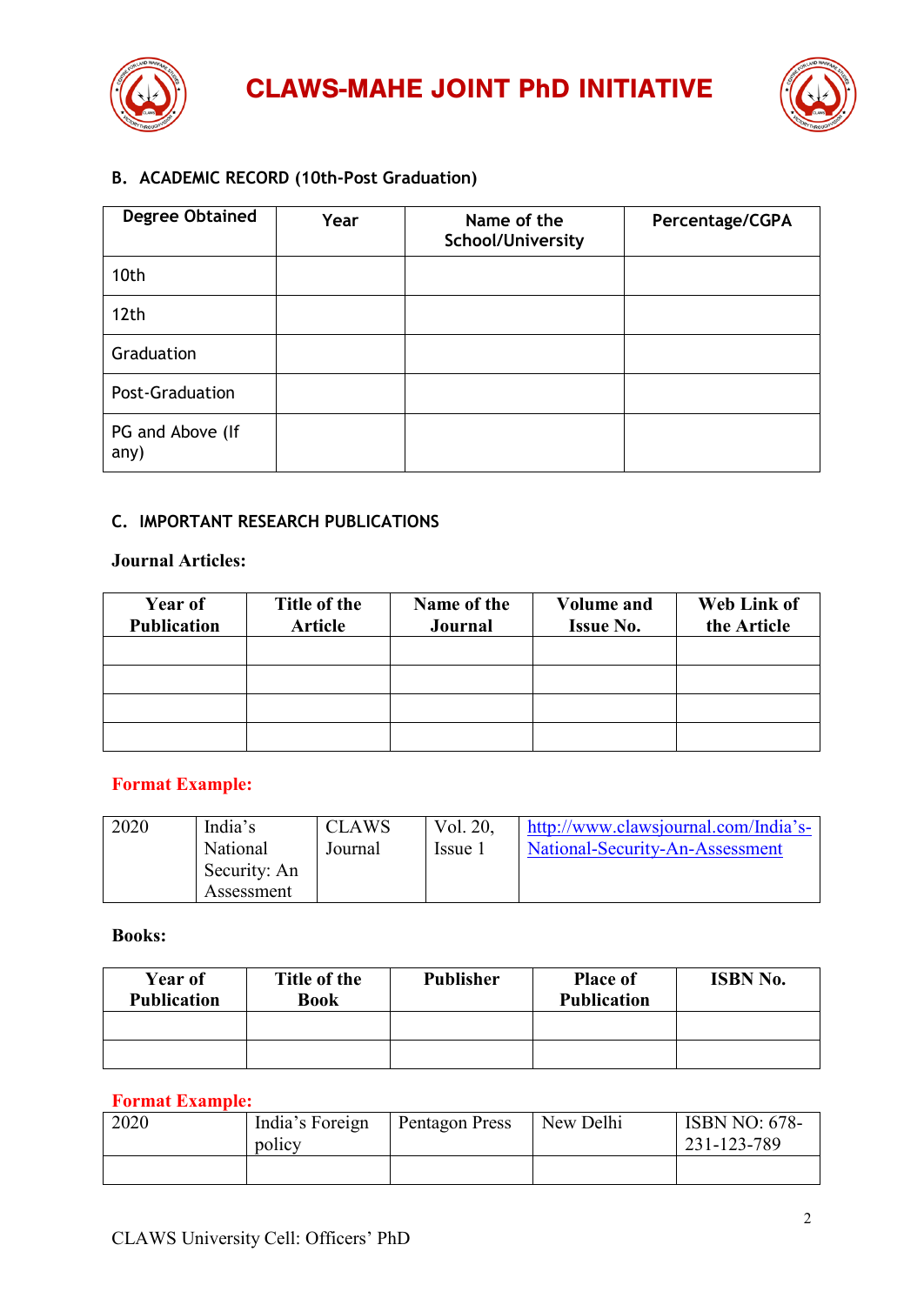# CLAWS-MAHE JOINT PhD INITIATIVE

## B. ACADEMIC RECORD (10th-Post Graduation)

| Degree Obtained | Year | Name of the School/University | Percentage/CGPA |
|---|---|---|---|
| 10th | | | |
| 12th | | | |
| Graduation | | | |
| Post-Graduation | | | |
| PG and Above (If any) | | | |

## C. IMPORTANT RESEARCH PUBLICATIONS

**Journal Articles:**

| Year of Publication | Title of the Article | Name of the Journal | Volume and Issue No. | Web Link of the Article |
|---|---|---|---|---|
| | | | | |
| | | | | |
| | | | | |
| | | | | |

**Format Example:**

| | | | | |
|---|---|---|---|---|
| 2020 | India's National Security: An Assessment | CLAWS Journal | Vol. 20, Issue 1 | http://www.clawsjournal.com/India's-National-Security-An-Assessment |

**Books:**

| Year of Publication | Title of the Book | Publisher | Place of Publication | ISBN No. |
|---|---|---|---|---|
| | | | | |
| | | | | |

**Format Example:**

| | | | | |
|---|---|---|---|---|
| 2020 | India's Foreign policy | Pentagon Press | New Delhi | ISBN NO: 678-231-123-789 |
| | | | | |

CLAWS University Cell: Officers' PhD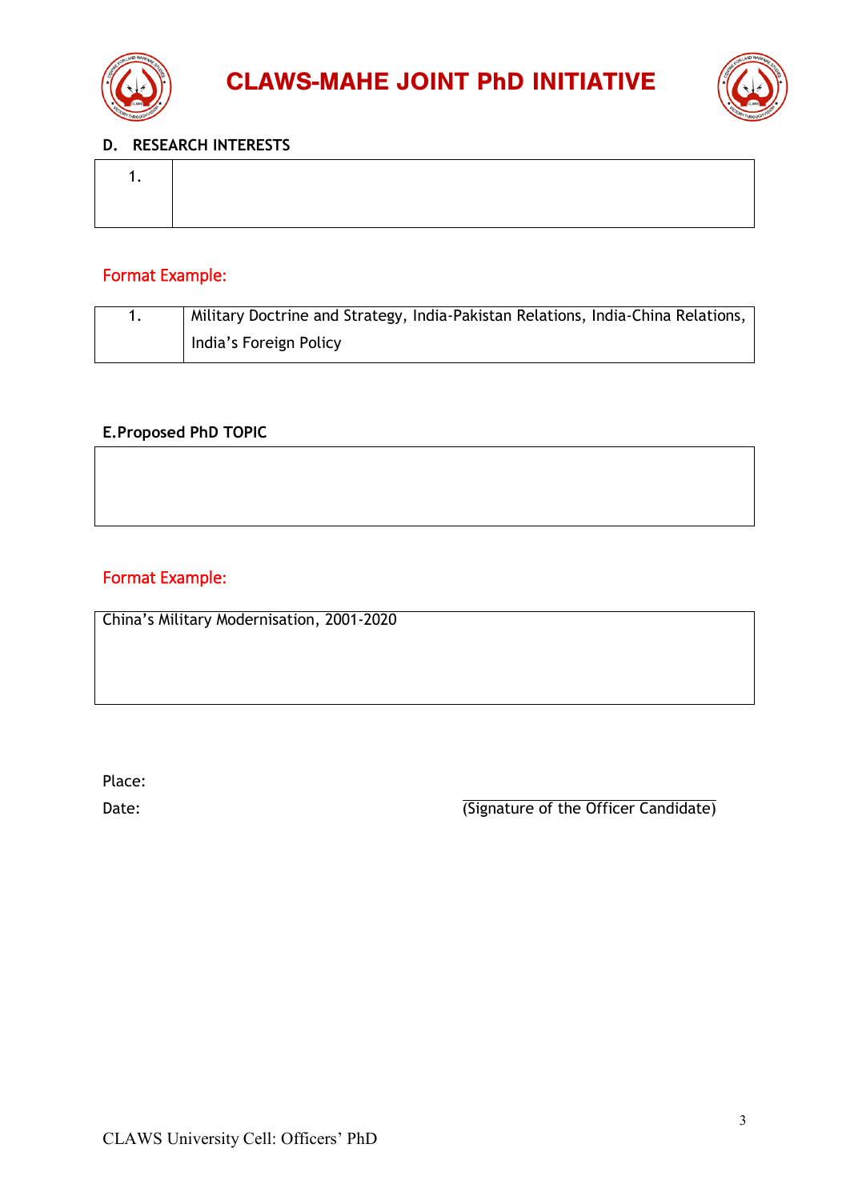**D. RESEARCH INTERESTS**

| 1. | |
|---|---|

Format Example:

| 1. | Military Doctrine and Strategy, India-Pakistan Relations, India-China Relations, India's Foreign Policy |
|---|---|

**E.Proposed PhD TOPIC**

| |
|---|
| |

Format Example:

| China's Military Modernisation, 2001-2020 |
|---|

Place:

Date:

(Signature of the Officer Candidate)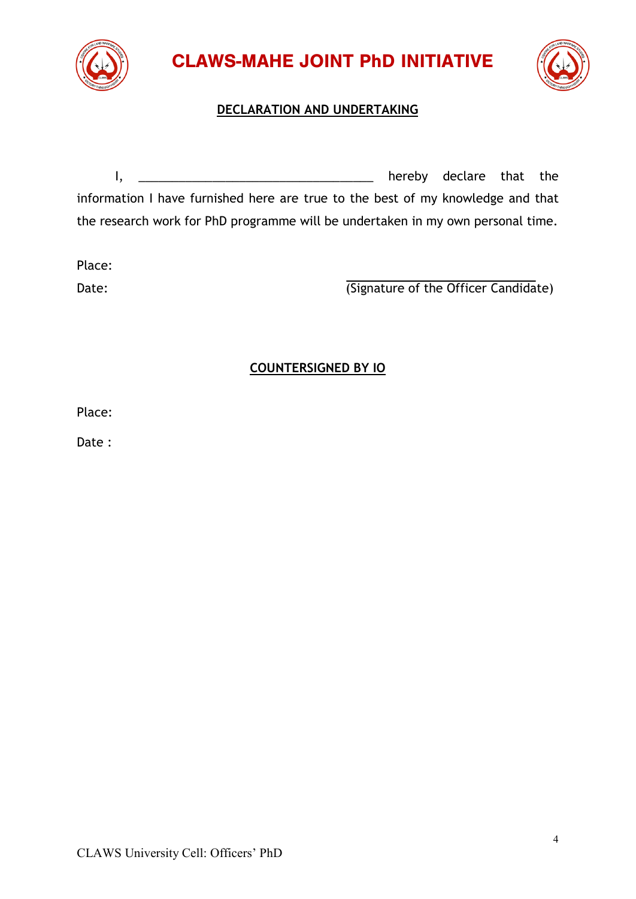# CLAWS-MAHE JOINT PhD INITIATIVE

## DECLARATION AND UNDERTAKING

I, ___________________________________ hereby declare that the information I have furnished here are true to the best of my knowledge and that the research work for PhD programme will be undertaken in my own personal time.

Place:

Date:

___________________________
(Signature of the Officer Candidate)

## COUNTERSIGNED BY IO

Place:

Date :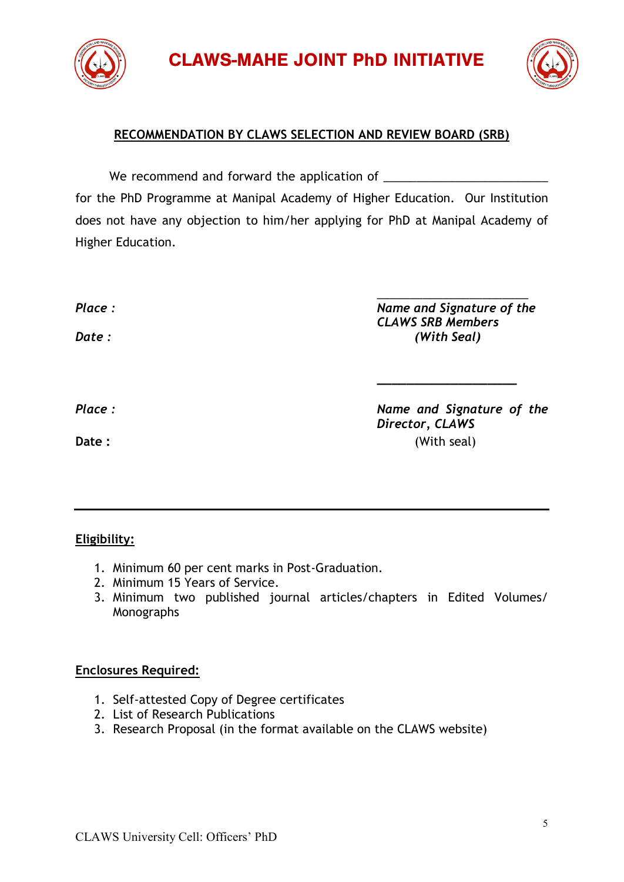# CLAWS-MAHE JOINT PhD INITIATIVE

## RECOMMENDATION BY CLAWS SELECTION AND REVIEW BOARD (SRB)

We recommend and forward the application of ________________________ for the PhD Programme at Manipal Academy of Higher Education. Our Institution does not have any objection to him/her applying for PhD at Manipal Academy of Higher Education.

*Place :*

*Date :*

______________________
*Name and Signature of the CLAWS SRB Members*
*(With Seal)*

*Place :*

**Date :**

______________________
*Name and Signature of the Director, CLAWS*
(With seal)

---

**Eligibility:**

1. Minimum 60 per cent marks in Post-Graduation.
2. Minimum 15 Years of Service.
3. Minimum two published journal articles/chapters in Edited Volumes/ Monographs

**Enclosures Required:**

1. Self-attested Copy of Degree certificates
2. List of Research Publications
3. Research Proposal (in the format available on the CLAWS website)